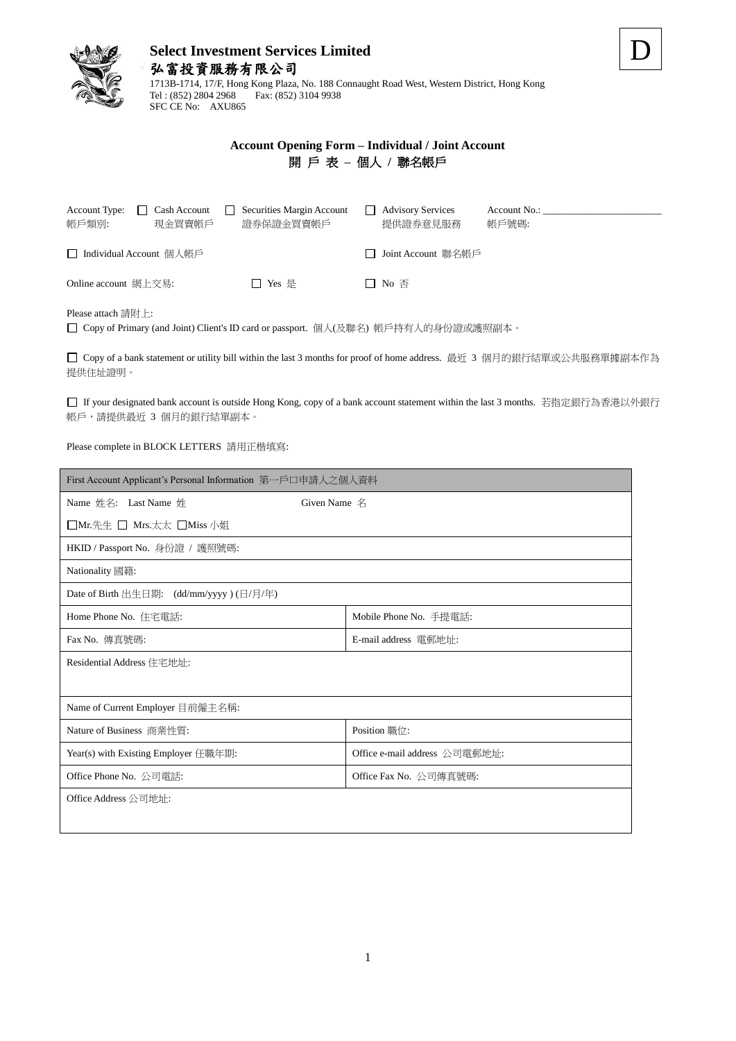**Select Investment Services Limited**
**弘富投資服務有限公司**

1713B-1714, 17/F, Hong Kong Plaza, No. 188 Connaught Road West, Western District, Hong Kong
Tel : (852) 2804 2968 Fax: (852) 3104 9938
SFC CE No: AXU865

D

# Account Opening Form – Individual / Joint Account
# 開 戶 表 – 個人 / 聯名帳戶

Account Type: 帳戶類別: ☐ Cash Account 現金買賣帳戶 ☐ Securities Margin Account 證券保證金買賣帳戶 ☐ Advisory Services 提供證券意見服務 Account No.: 帳戶號碼: ______________________

☐ Individual Account 個人帳戶 ☐ Joint Account 聯名帳戶

Online account 網上交易: ☐ Yes 是 ☐ No 否

Please attach 請附上:

☐ Copy of Primary (and Joint) Client's ID card or passport. 個人(及聯名) 帳戶持有人的身份證或護照副本。

☐ Copy of a bank statement or utility bill within the last 3 months for proof of home address. 最近 3 個月的銀行結單或公共服務單據副本作為提供住址證明。

☐ If your designated bank account is outside Hong Kong, copy of a bank account statement within the last 3 months. 若指定銀行為香港以外銀行帳戶，請提供最近 3 個月的銀行結單副本。

Please complete in BLOCK LETTERS 請用正楷填寫:

| First Account Applicant's Personal Information 第一戶口申請人之個人資料 | |
|---|---|
| Name 姓名: Last Name 姓 Given Name 名 | |
| ☐Mr.先生 ☐ Mrs.太太 ☐Miss 小姐 | |
| HKID / Passport No. 身份證 / 護照號碼: | |
| Nationality 國籍: | |
| Date of Birth 出生日期: (dd/mm/yyyy ) (日/月/年) | |
| Home Phone No. 住宅電話: | Mobile Phone No. 手提電話: |
| Fax No. 傳真號碼: | E-mail address 電郵地址: |
| Residential Address 住宅地址: | |
| Name of Current Employer 目前僱主名稱: | |
| Nature of Business 商業性質: | Position 職位: |
| Year(s) with Existing Employer 任職年期: | Office e-mail address 公司電郵地址: |
| Office Phone No. 公司電話: | Office Fax No. 公司傳真號碼: |
| Office Address 公司地址: | |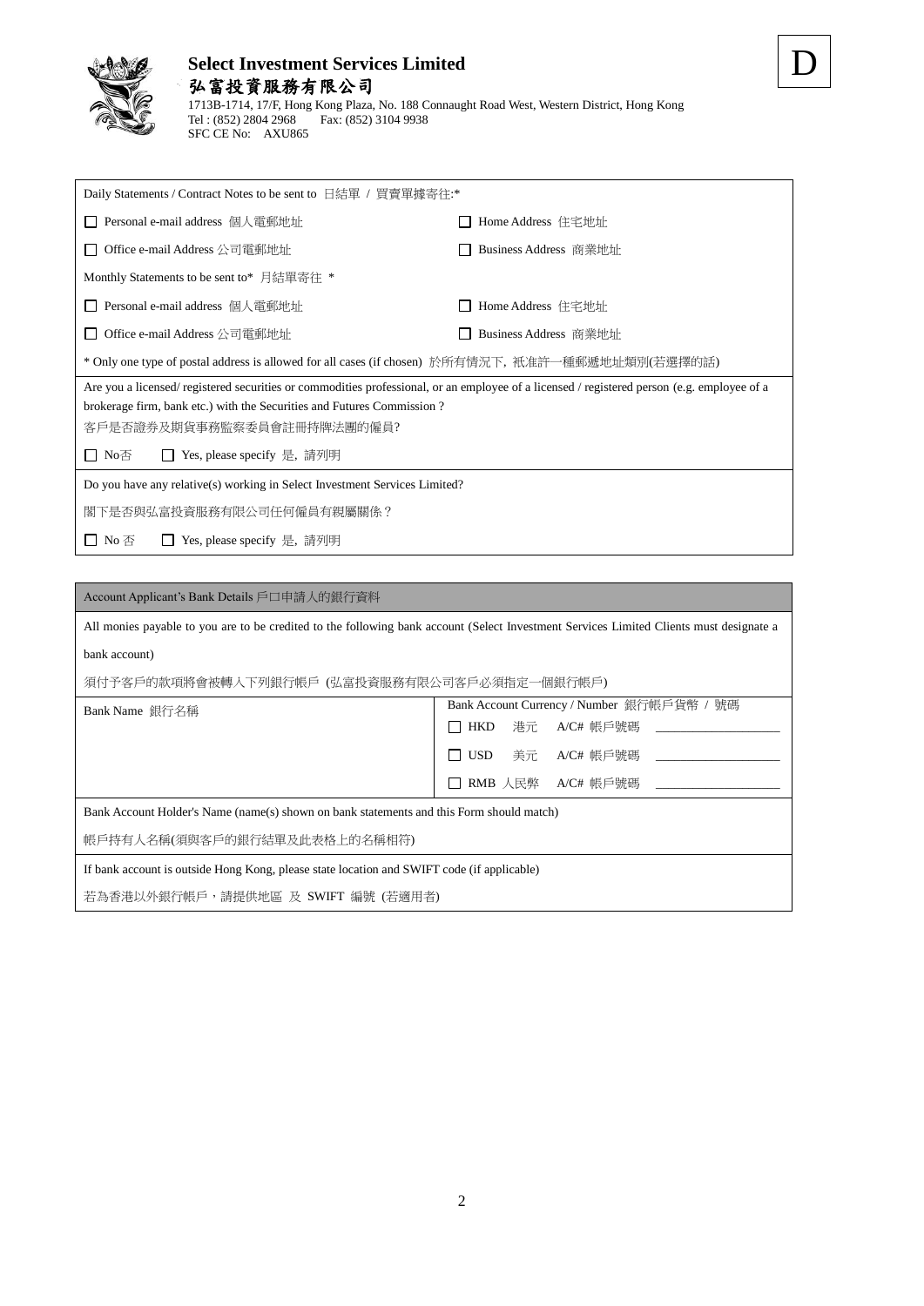# Select Investment Services Limited

## 弘富投資服務有限公司

1713B-1714, 17/F, Hong Kong Plaza, No. 188 Connaught Road West, Western District, Hong Kong
Tel : (852) 2804 2968 Fax: (852) 3104 9938
SFC CE No: AXU865

D

| Daily Statements / Contract Notes to be sent to 日結單 / 買賣單據寄往:* | |
|---|---|
| ☐ Personal e-mail address 個人電郵地址 | ☐ Home Address 住宅地址 |
| ☐ Office e-mail Address 公司電郵地址 | ☐ Business Address 商業地址 |
| Monthly Statements to be sent to* 月結單寄往 * | |
| ☐ Personal e-mail address 個人電郵地址 | ☐ Home Address 住宅地址 |
| ☐ Office e-mail Address 公司電郵地址 | ☐ Business Address 商業地址 |
| * Only one type of postal address is allowed for all cases (if chosen) 於所有情況下，衹准許一種郵遞地址類別(若選擇的話) | |
| Are you a licensed/ registered securities or commodities professional, or an employee of a licensed / registered person (e.g. employee of a brokerage firm, bank etc.) with the Securities and Futures Commission ?<br>客戶是否證券及期貨事務監察委員會註冊持牌法團的僱員?<br>☐ No否 ☐ Yes, please specify 是，請列明 | |
| Do you have any relative(s) working in Select Investment Services Limited?<br>閣下是否與弘富投資服務有限公司任何僱員有親屬關係？<br>☐ No 否 ☐ Yes, please specify 是，請列明 | |

| Account Applicant's Bank Details 戶口申請人的銀行資料 | |
|---|---|
| All monies payable to you are to be credited to the following bank account (Select Investment Services Limited Clients must designate a bank account)<br>須付予客戶的款項將會被轉入下列銀行帳戶 (弘富投資服務有限公司客戶必須指定一個銀行帳戶) | |
| Bank Name 銀行名稱 | Bank Account Currency / Number 銀行帳戶貨幣 / 號碼<br>☐ HKD 港元 A/C# 帳戶號碼 ____________<br>☐ USD 美元 A/C# 帳戶號碼 ____________<br>☐ RMB 人民幣 A/C# 帳戶號碼 ____________ |
| Bank Account Holder's Name (name(s) shown on bank statements and this Form should match)<br>帳戶持有人名稱(須與客戶的銀行結單及此表格上的名稱相符) | |
| If bank account is outside Hong Kong, please state location and SWIFT code (if applicable)<br>若為香港以外銀行帳戶，請提供地區 及 SWIFT 編號 (若適用者) | |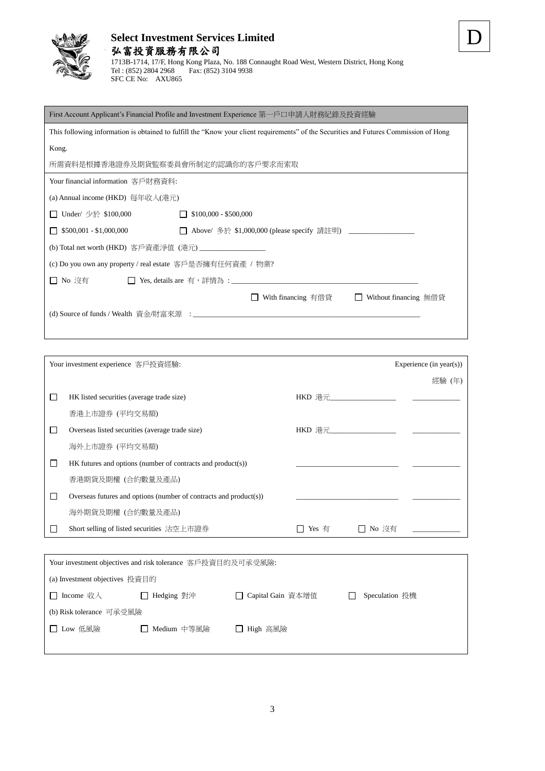**Select Investment Services Limited**
**弘富投資服務有限公司**
1713B-1714, 17/F, Hong Kong Plaza, No. 188 Connaught Road West, Western District, Hong Kong
Tel : (852) 2804 2968 Fax: (852) 3104 9938
SFC CE No: AXU865

D

## First Account Applicant's Financial Profile and Investment Experience 第一戶口申請人財務紀錄及投資經驗

This following information is obtained to fulfill the "Know your client requirements" of the Securities and Futures Commission of Hong Kong.

所需資料是根據香港證券及期貨監察委員會所制定的認識你的客戶要求而索取

**Your financial information 客戶財務資料:**

(a) Annual income (HKD) 每年收入(港元)

☐ Under/ 少於 $100,000 ☐ $100,000 - $500,000

☐ $500,001 - $1,000,000 ☐ Above/ 多於 $1,000,000 (please specify 請註明) ________________

(b) Total net worth (HKD) 客戶資產淨值 (港元) ________________

(c) Do you own any property / real estate 客戶是否擁有任何資產 / 物業?

☐ No 沒有 ☐ Yes, details are 有，詳情為：________________________________________________

☐ With financing 有借貸 ☐ Without financing 無借貸

(d) Source of funds / Wealth 資金/財富來源 ：____________________________________________________________

**Your investment experience 客戶投資經驗:**

| | | | Experience (in year(s)) 經驗 (年) |
|---|---|---|---|
| ☐ | HK listed securities (average trade size) 香港上市證券 (平均交易額) | HKD 港元________________ | ____________ |
| ☐ | Overseas listed securities (average trade size) 海外上市證券 (平均交易額) | HKD 港元________________ | ____________ |
| ☐ | HK futures and options (number of contracts and product(s)) 香港期貨及期權 (合約數量及產品) | ________________________ | ____________ |
| ☐ | Overseas futures and options (number of contracts and product(s)) 海外期貨及期權 (合約數量及產品) | ________________________ | ____________ |
| ☐ | Short selling of listed securities 沽空上市證券 | ☐ Yes 有 ☐ No 沒有 | ____________ |

**Your investment objectives and risk tolerance 客戶投資目的及可承受風險:**

(a) Investment objectives 投資目的

☐ Income 收入 ☐ Hedging 對沖 ☐ Capital Gain 資本增值 ☐ Speculation 投機

(b) Risk tolerance 可承受風險

☐ Low 低風險 ☐ Medium 中等風險 ☐ High 高風險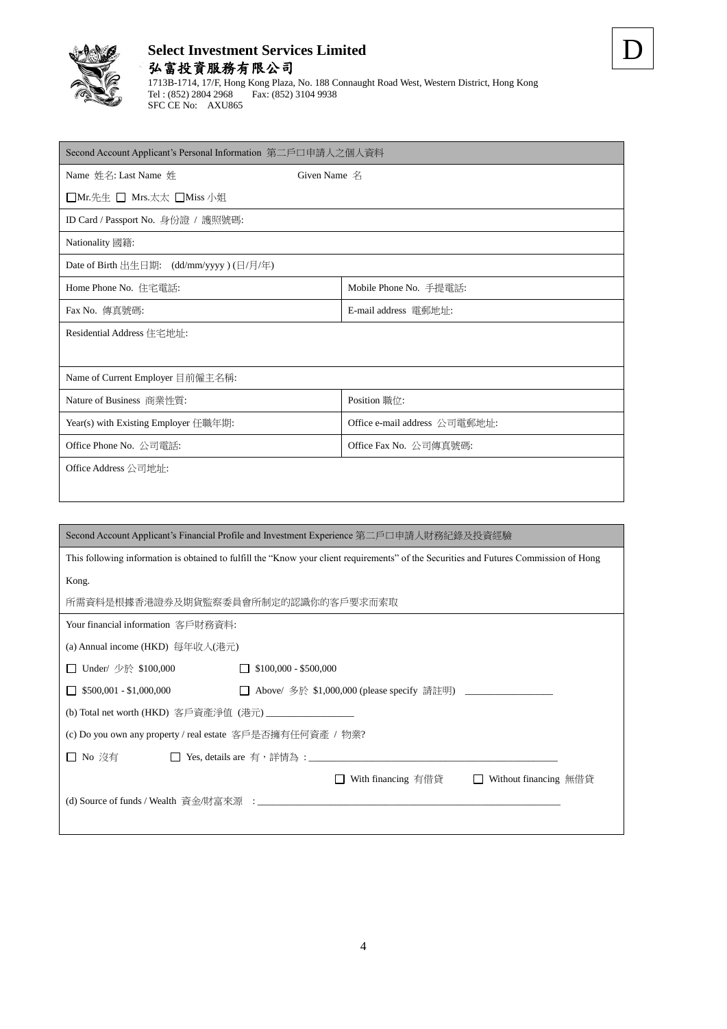**Select Investment Services Limited**
**弘富投資服務有限公司**
1713B-1714, 17/F, Hong Kong Plaza, No. 188 Connaught Road West, Western District, Hong Kong
Tel : (852) 2804 2968  Fax: (852) 3104 9938
SFC CE No: AXU865

D

| Second Account Applicant's Personal Information 第二戶口申請人之個人資料 | |
|---|---|
| Name 姓名: Last Name 姓  Given Name 名 | |
| ☐Mr.先生 ☐ Mrs.太太 ☐Miss 小姐 | |
| ID Card / Passport No. 身份證 / 護照號碼: | |
| Nationality 國籍: | |
| Date of Birth 出生日期: (dd/mm/yyyy ) (日/月/年) | |
| Home Phone No. 住宅電話: | Mobile Phone No. 手提電話: |
| Fax No. 傳真號碼: | E-mail address 電郵地址: |
| Residential Address 住宅地址: | |
| Name of Current Employer 目前僱主名稱: | |
| Nature of Business 商業性質: | Position 職位: |
| Year(s) with Existing Employer 任職年期: | Office e-mail address 公司電郵地址: |
| Office Phone No. 公司電話: | Office Fax No. 公司傳真號碼: |
| Office Address 公司地址: | |

**Second Account Applicant's Financial Profile and Investment Experience 第二戶口申請人財務紀錄及投資經驗**

This following information is obtained to fulfill the "Know your client requirements" of the Securities and Futures Commission of Hong Kong.

所需資料是根據香港證券及期貨監察委員會所制定的認識你的客戶要求而索取

Your financial information 客戶財務資料:

(a) Annual income (HKD) 每年收入(港元)

☐ Under/ 少於 $100,000  ☐ $100,000 - $500,000

☐ $500,001 - $1,000,000  ☐ Above/ 多於 $1,000,000 (please specify 請註明) ________________

(b) Total net worth (HKD) 客戶資產淨值 (港元) ________________

(c) Do you own any property / real estate 客戶是否擁有任何資產 / 物業?

☐ No 沒有  ☐ Yes, details are 有，詳情為：______________________________________________

☐ With financing 有借貸  ☐ Without financing 無借貸

(d) Source of funds / Wealth 資金/財富來源 ：______________________________________________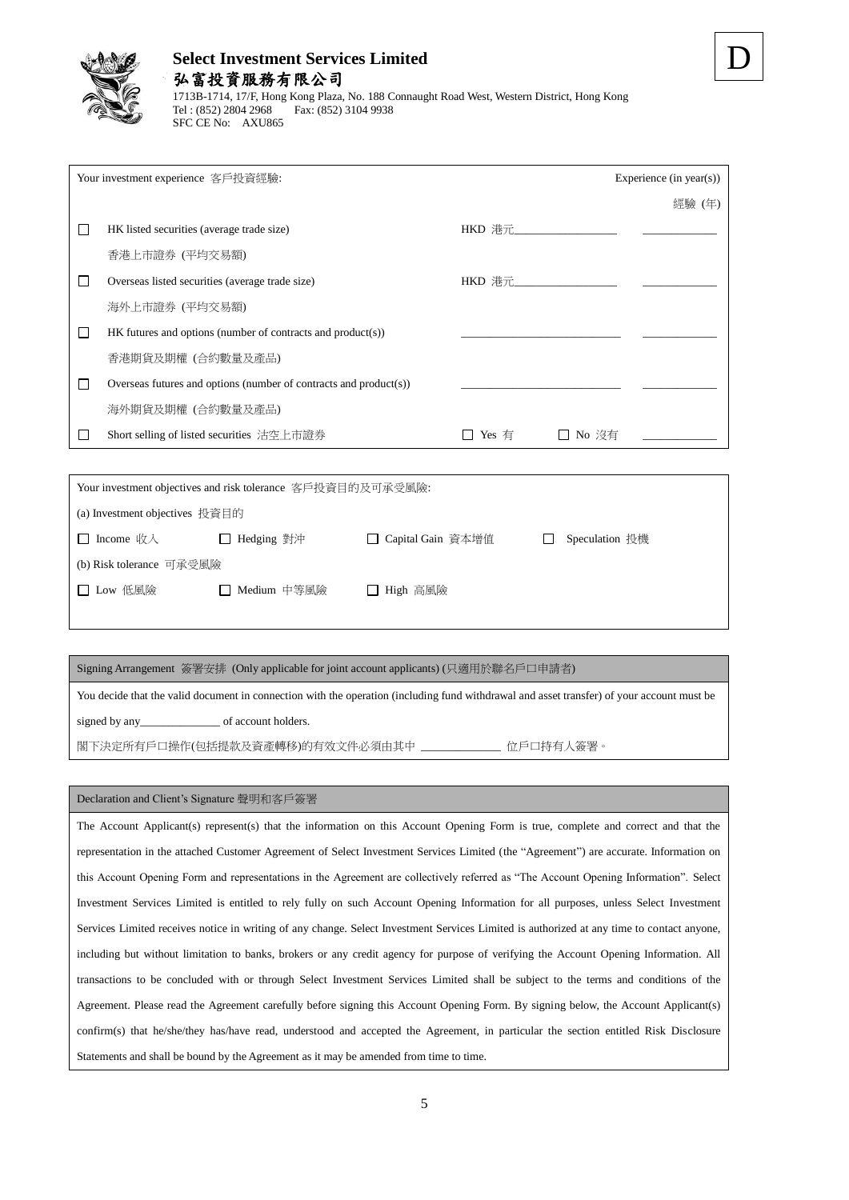**Select Investment Services Limited**
**弘富投資服務有限公司**
1713B-1714, 17/F, Hong Kong Plaza, No. 188 Connaught Road West, Western District, Hong Kong
Tel : (852) 2804 2968 Fax: (852) 3104 9938
SFC CE No: AXU865

D

| | Your investment experience 客戶投資經驗: | | Experience (in year(s)) 經驗 (年) |
|---|---|---|---|
| ☐ | HK listed securities (average trade size) 香港上市證券 (平均交易額) | HKD 港元__________ | __________ |
| ☐ | Overseas listed securities (average trade size) 海外上市證券 (平均交易額) | HKD 港元__________ | __________ |
| ☐ | HK futures and options (number of contracts and product(s)) 香港期貨及期權 (合約數量及產品) | __________ | __________ |
| ☐ | Overseas futures and options (number of contracts and product(s)) 海外期貨及期權 (合約數量及產品) | __________ | __________ |
| ☐ | Short selling of listed securities 沽空上市證券 | ☐ Yes 有 ☐ No 沒有 | __________ |

Your investment objectives and risk tolerance 客戶投資目的及可承受風險:

(a) Investment objectives 投資目的

☐ Income 收入 ☐ Hedging 對沖 ☐ Capital Gain 資本增值 ☐ Speculation 投機

(b) Risk tolerance 可承受風險

☐ Low 低風險 ☐ Medium 中等風險 ☐ High 高風險

**Signing Arrangement 簽署安排 (Only applicable for joint account applicants) (只適用於聯名戶口申請者)**

You decide that the valid document in connection with the operation (including fund withdrawal and asset transfer) of your account must be signed by any______________ of account holders.

閣下決定所有戶口操作(包括提款及資產轉移)的有效文件必須由其中 ______________ 位戶口持有人簽署。

**Declaration and Client's Signature 聲明和客戶簽署**

The Account Applicant(s) represent(s) that the information on this Account Opening Form is true, complete and correct and that the representation in the attached Customer Agreement of Select Investment Services Limited (the "Agreement") are accurate. Information on this Account Opening Form and representations in the Agreement are collectively referred as "The Account Opening Information". Select Investment Services Limited is entitled to rely fully on such Account Opening Information for all purposes, unless Select Investment Services Limited receives notice in writing of any change. Select Investment Services Limited is authorized at any time to contact anyone, including but without limitation to banks, brokers or any credit agency for purpose of verifying the Account Opening Information. All transactions to be concluded with or through Select Investment Services Limited shall be subject to the terms and conditions of the Agreement. Please read the Agreement carefully before signing this Account Opening Form. By signing below, the Account Applicant(s) confirm(s) that he/she/they has/have read, understood and accepted the Agreement, in particular the section entitled Risk Disclosure Statements and shall be bound by the Agreement as it may be amended from time to time.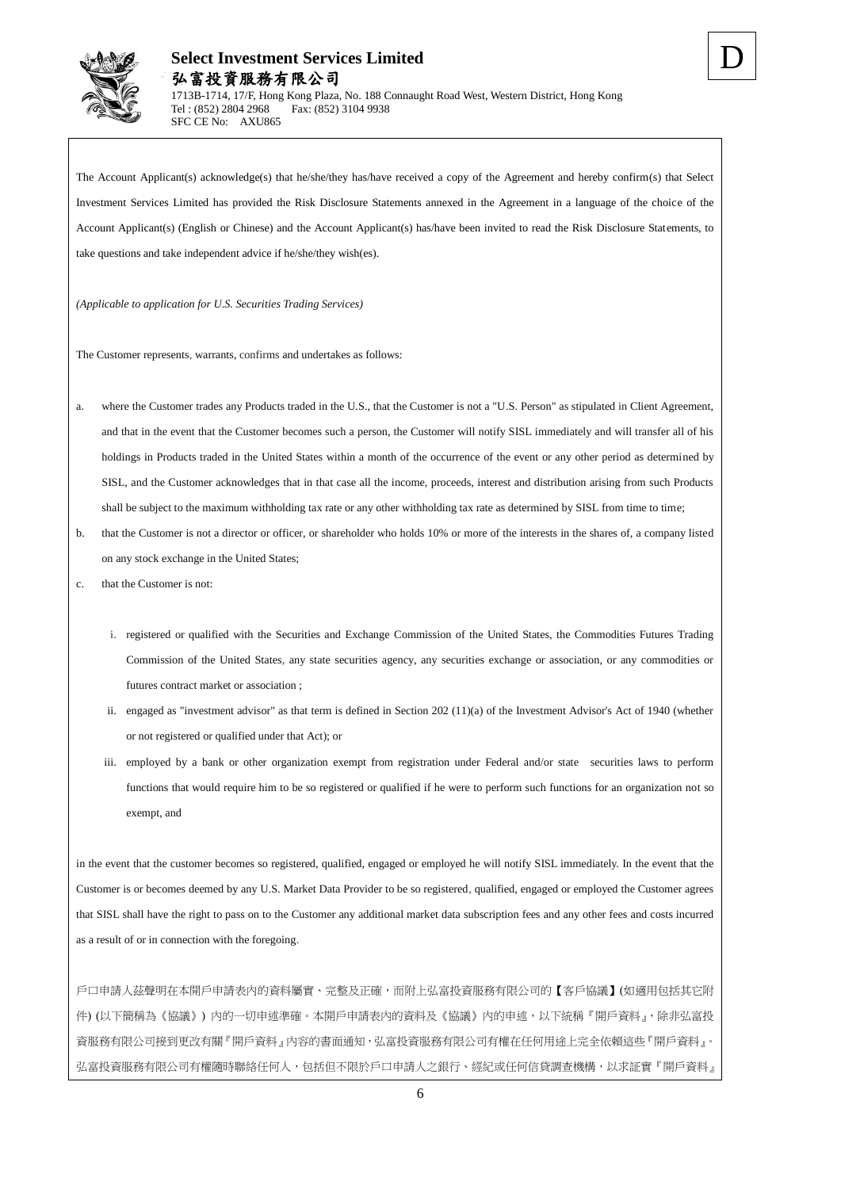**Select Investment Services Limited**
**弘富投資服務有限公司**
1713B-1714, 17/F, Hong Kong Plaza, No. 188 Connaught Road West, Western District, Hong Kong
Tel : (852) 2804 2968 Fax: (852) 3104 9938
SFC CE No: AXU865

D

The Account Applicant(s) acknowledge(s) that he/she/they has/have received a copy of the Agreement and hereby confirm(s) that Select Investment Services Limited has provided the Risk Disclosure Statements annexed in the Agreement in a language of the choice of the Account Applicant(s) (English or Chinese) and the Account Applicant(s) has/have been invited to read the Risk Disclosure Statements, to take questions and take independent advice if he/she/they wish(es).

*(Applicable to application for U.S. Securities Trading Services)*

The Customer represents, warrants, confirms and undertakes as follows:

a. where the Customer trades any Products traded in the U.S., that the Customer is not a "U.S. Person" as stipulated in Client Agreement, and that in the event that the Customer becomes such a person, the Customer will notify SISL immediately and will transfer all of his holdings in Products traded in the United States within a month of the occurrence of the event or any other period as determined by SISL, and the Customer acknowledges that in that case all the income, proceeds, interest and distribution arising from such Products shall be subject to the maximum withholding tax rate or any other withholding tax rate as determined by SISL from time to time;
b. that the Customer is not a director or officer, or shareholder who holds 10% or more of the interests in the shares of, a company listed on any stock exchange in the United States;
c. that the Customer is not:
   i. registered or qualified with the Securities and Exchange Commission of the United States, the Commodities Futures Trading Commission of the United States, any state securities agency, any securities exchange or association, or any commodities or futures contract market or association ;
   ii. engaged as "investment advisor" as that term is defined in Section 202 (11)(a) of the Investment Advisor's Act of 1940 (whether or not registered or qualified under that Act); or
   iii. employed by a bank or other organization exempt from registration under Federal and/or state securities laws to perform functions that would require him to be so registered or qualified if he were to perform such functions for an organization not so exempt, and

in the event that the customer becomes so registered, qualified, engaged or employed he will notify SISL immediately. In the event that the Customer is or becomes deemed by any U.S. Market Data Provider to be so registered, qualified, engaged or employed the Customer agrees that SISL shall have the right to pass on to the Customer any additional market data subscription fees and any other fees and costs incurred as a result of or in connection with the foregoing.

戶口申請人茲聲明在本開戶申請表內的資料屬實、完整及正確，而附上弘富投資服務有限公司的【客戶協議】(如適用包括其它附件) (以下簡稱為《協議》) 內的一切申述準確。本開戶申請表內的資料及《協議》內的申述，以下統稱『開戶資料』，除非弘富投資服務有限公司接到更改有關『開戶資料』內容的書面通知，弘富投資服務有限公司有權在任何用途上完全依賴這些『開戶資料』。弘富投資服務有限公司有權隨時聯絡任何人，包括但不限於戶口申請人之銀行、經紀或任何信貸調查機構，以求証實『開戶資料』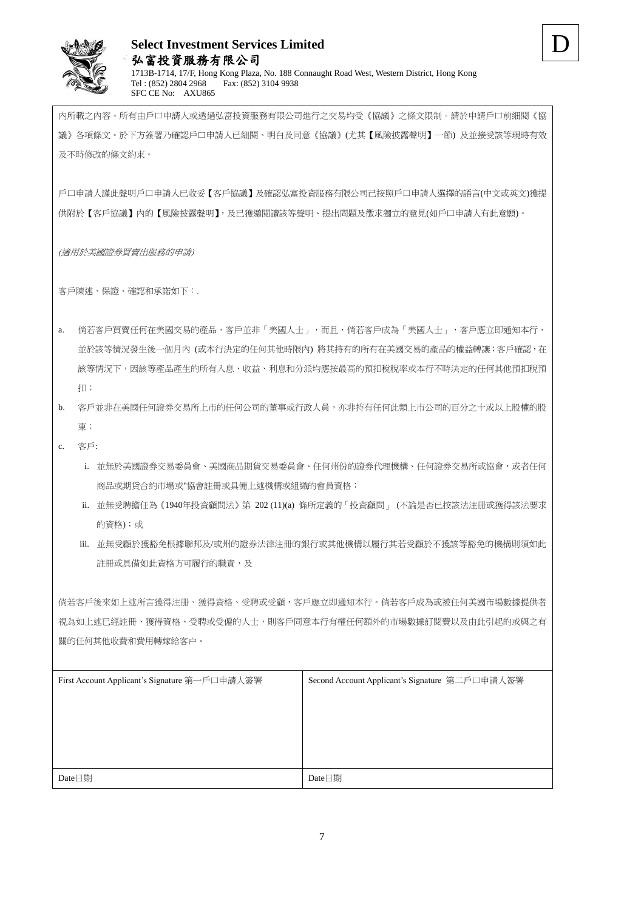**Select Investment Services Limited**
**弘富投資服務有限公司**
1713B-1714, 17/F, Hong Kong Plaza, No. 188 Connaught Road West, Western District, Hong Kong
Tel : (852) 2804 2968 Fax: (852) 3104 9938
SFC CE No: AXU865

D

內所載之內容。所有由戶口申請人或透過弘富投資服務有限公司進行之交易均受《協議》之條文限制。請於申請戶口前細閱《協議》各項條文。於下方簽署乃確認戶口申請人已細閱、明白及同意《協議》(尤其【風險披露聲明】一節) 及並接受該等現時有效及不時修改的條文約束。

戶口申請人謹此聲明戶口申請人已收妥【客戶協議】及確認弘富投資服務有限公司已按照戶口申請人選擇的語言(中文或英文)獲提供附於【客戶協議】內的【風險披露聲明】，及已獲邀閱讀該等聲明、提出問題及徵求獨立的意見(如戶口申請人有此意願)。

*(適用於美國證券買賣出服務的申請)*

客戶陳述、保證、確認和承諾如下：.

a. 倘若客戶買賣任何在美國交易的產品，客戶並非「美國人士」，而且，倘若客戶成為「美國人士」，客戶應立即通知本行，並於該等情況發生後一個月內 (或本行決定的任何其他時限內) 將其持有的所有在美國交易的產品的權益轉讓；客戶確認，在該等情況下，因該等產品產生的所有入息、收益、利息和分派均應按最高的預扣稅稅率或本行不時決定的任何其他預扣稅預扣；
b. 客戶並非在美國任何證券交易所上市的任何公司的董事或行政人員，亦非持有任何此類上市公司的百分之十或以上股權的股東；
c. 客戶:
   i. 並無於美國證券交易委員會、美國商品期貨交易委員會、任何州份的證券代理機構、任何證券交易所或協會，或者任何商品或期貨合約市場或"協會註冊或具備上述機構或組織的會員資格；
   ii. 並無受聘擔任為《1940年投資顧問法》第 202 (11)(a) 條所定義的「投資顧問」 (不論是否已按該法註冊或獲得該法要求的資格)；或
   iii. 並無受顧於獲豁免根據聯邦及/或州的證券法律注冊的銀行或其他機構以履行其若受顧於不獲該等豁免的機構則須如此註冊或具備如此資格方可履行的職責，及

倘若客戶後來如上述所言獲得注冊、獲得資格、受聘或受顧，客戶應立即通知本行。倘若客戶成為或被任何美國市場數據提供者視為如上述已經註冊、獲得資格、受聘或受僱的人士，則客戶同意本行有權任何額外的市場數據訂閱費以及由此引起的或與之有關的任何其他收費和費用轉嫁給客戶。

| First Account Applicant's Signature 第一戶口申請人簽署 | Second Account Applicant's Signature 第二戶口申請人簽署 |
| --- | --- |
| | |
| Date日期 | Date日期 |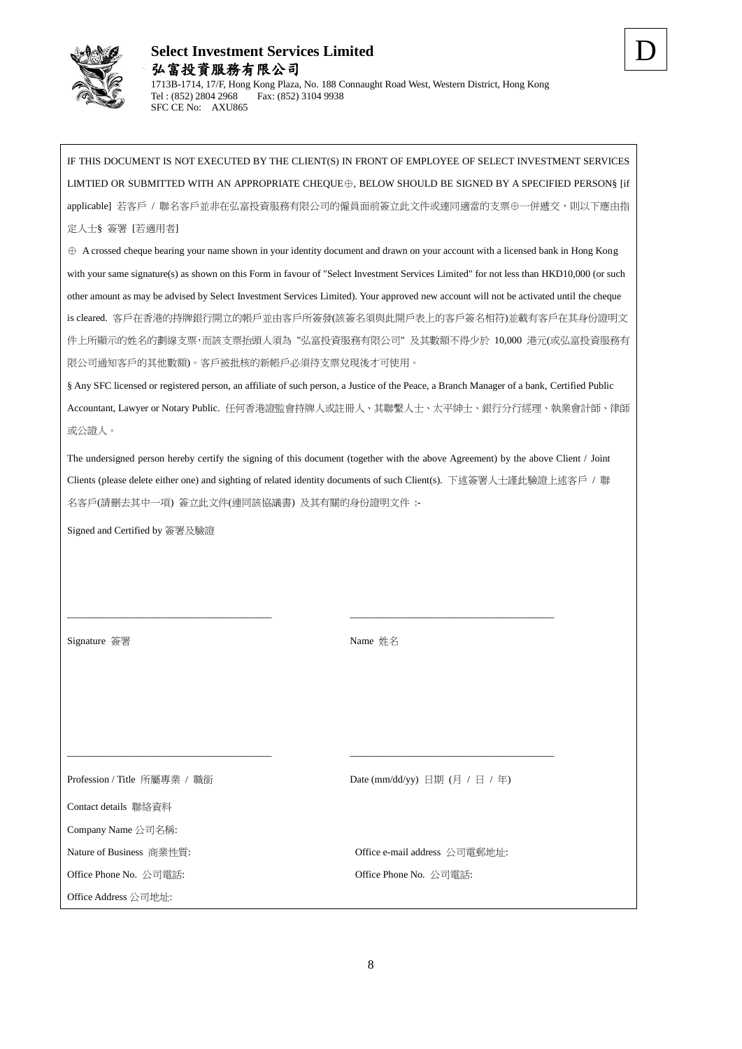**Select Investment Services Limited**

**弘富投資服務有限公司**

1713B-1714, 17/F, Hong Kong Plaza, No. 188 Connaught Road West, Western District, Hong Kong
Tel : (852) 2804 2968 Fax: (852) 3104 9938
SFC CE No: AXU865

D

IF THIS DOCUMENT IS NOT EXECUTED BY THE CLIENT(S) IN FRONT OF EMPLOYEE OF SELECT INVESTMENT SERVICES LIMTIED OR SUBMITTED WITH AN APPROPRIATE CHEQUE⊕, BELOW SHOULD BE SIGNED BY A SPECIFIED PERSON§ [if applicable] 若客戶 / 聯名客戶並非在弘富投資服務有限公司的僱員面前簽立此文件或連同適當的支票⊕一併遞交，則以下應由指定人士§ 簽署 [若適用者]

⊕ A crossed cheque bearing your name shown in your identity document and drawn on your account with a licensed bank in Hong Kong with your same signature(s) as shown on this Form in favour of "Select Investment Services Limited" for not less than HKD10,000 (or such other amount as may be advised by Select Investment Services Limited). Your approved new account will not be activated until the cheque is cleared. 客戶在香港的持牌銀行開立的帳戶並由客戶所簽發(該簽名須與此開戶表上的客戶簽名相符)並載有客戶在其身份證明文件上所顯示的姓名的劃線支票，而該支票抬頭人須為 "弘富投資服務有限公司" 及其數額不得少於 10,000 港元(或弘富投資服務有限公司通知客戶的其他數額)。客戶被批核的新帳戶必須待支票兌現後才可使用。

§ Any SFC licensed or registered person, an affiliate of such person, a Justice of the Peace, a Branch Manager of a bank, Certified Public Accountant, Lawyer or Notary Public. 任何香港證監會持牌人或註冊人、其聯繫人士、太平紳士、銀行分行經理、執業會計師、律師或公證人。

The undersigned person hereby certify the signing of this document (together with the above Agreement) by the above Client / Joint Clients (please delete either one) and sighting of related identity documents of such Client(s). 下述簽署人士謹此驗證上述客戶 / 聯名客戶(請刪去其中一項) 簽立此文件(連同該協議書) 及其有關的身份證明文件 :-

Signed and Certified by 簽署及驗證

\_\_\_\_\_\_\_\_\_\_\_\_\_\_\_\_\_\_\_\_\_\_\_\_\_\_\_\_\_\_ \_\_\_\_\_\_\_\_\_\_\_\_\_\_\_\_\_\_\_\_\_\_\_\_\_\_\_\_\_\_

Signature 簽署 Name 姓名

\_\_\_\_\_\_\_\_\_\_\_\_\_\_\_\_\_\_\_\_\_\_\_\_\_\_\_\_\_\_ \_\_\_\_\_\_\_\_\_\_\_\_\_\_\_\_\_\_\_\_\_\_\_\_\_\_\_\_\_\_

Profession / Title 所屬專業 / 職銜 Date (mm/dd/yy) 日期 (月 / 日 / 年)

Contact details 聯絡資料

Company Name 公司名稱:

Nature of Business 商業性質: Office e-mail address 公司電郵地址:

Office Phone No. 公司電話: Office Phone No. 公司電話:

Office Address 公司地址: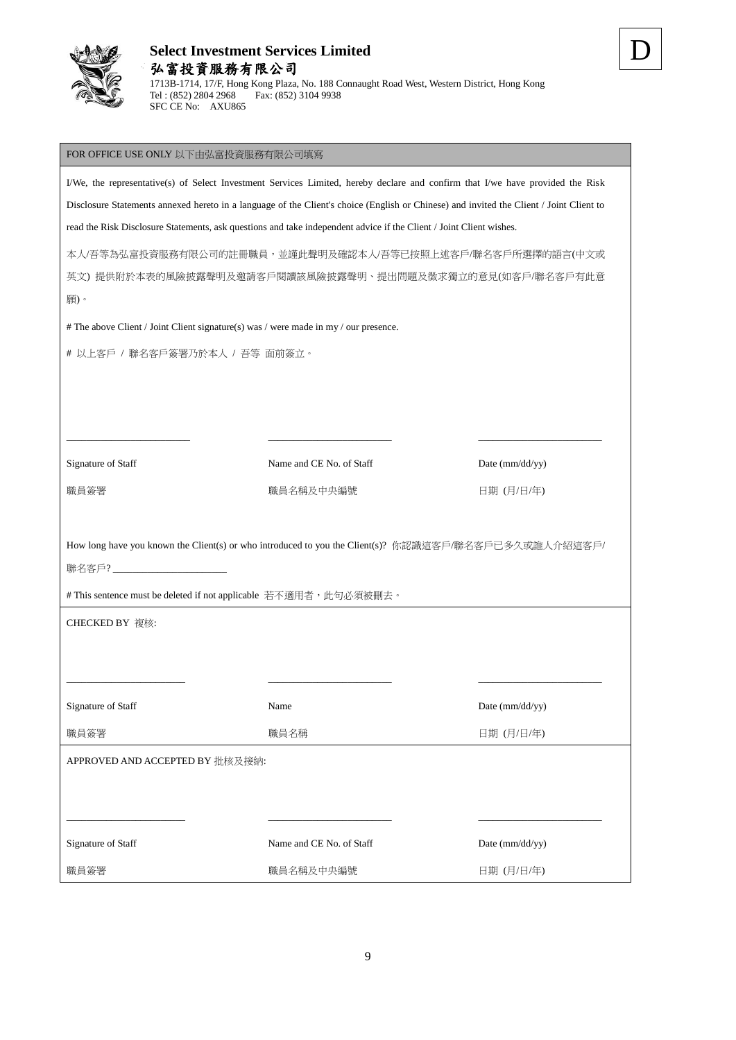**Select Investment Services Limited**

**弘富投資服務有限公司**

1713B-1714, 17/F, Hong Kong Plaza, No. 188 Connaught Road West, Western District, Hong Kong
Tel : (852) 2804 2968 Fax: (852) 3104 9938
SFC CE No: AXU865

D

FOR OFFICE USE ONLY 以下由弘富投資服務有限公司填寫

I/We, the representative(s) of Select Investment Services Limited, hereby declare and confirm that I/we have provided the Risk Disclosure Statements annexed hereto in a language of the Client's choice (English or Chinese) and invited the Client / Joint Client to read the Risk Disclosure Statements, ask questions and take independent advice if the Client / Joint Client wishes.

本人/吾等為弘富投資服務有限公司的註冊職員，並謹此聲明及確認本人/吾等已按照上述客戶/聯名客戶所選擇的語言(中文或英文) 提供附於本表的風險披露聲明及邀請客戶閱讀該風險披露聲明、提出問題及徵求獨立的意見(如客戶/聯名客戶有此意願)。

# The above Client / Joint Client signature(s) was / were made in my / our presence.

# 以上客戶 / 聯名客戶簽署乃於本人 / 吾等 面前簽立。

| | | |
|---|---|---|
| ________________________ | ________________________ | ________________________ |
| Signature of Staff | Name and CE No. of Staff | Date (mm/dd/yy) |
| 職員簽署 | 職員名稱及中央編號 | 日期 (月/日/年) |

How long have you known the Client(s) or who introduced to you the Client(s)? 你認識這客戶/聯名客戶已多久或誰人介紹這客戶/聯名客戶? ______________________

# This sentence must be deleted if not applicable 若不適用者，此句必須被刪去。

CHECKED BY 複核:

| | | |
|---|---|---|
| ________________________ | ________________________ | ________________________ |
| Signature of Staff | Name | Date (mm/dd/yy) |
| 職員簽署 | 職員名稱 | 日期 (月/日/年) |

APPROVED AND ACCEPTED BY 批核及接納:

| | | |
|---|---|---|
| ________________________ | ________________________ | ________________________ |
| Signature of Staff | Name and CE No. of Staff | Date (mm/dd/yy) |
| 職員簽署 | 職員名稱及中央編號 | 日期 (月/日/年) |